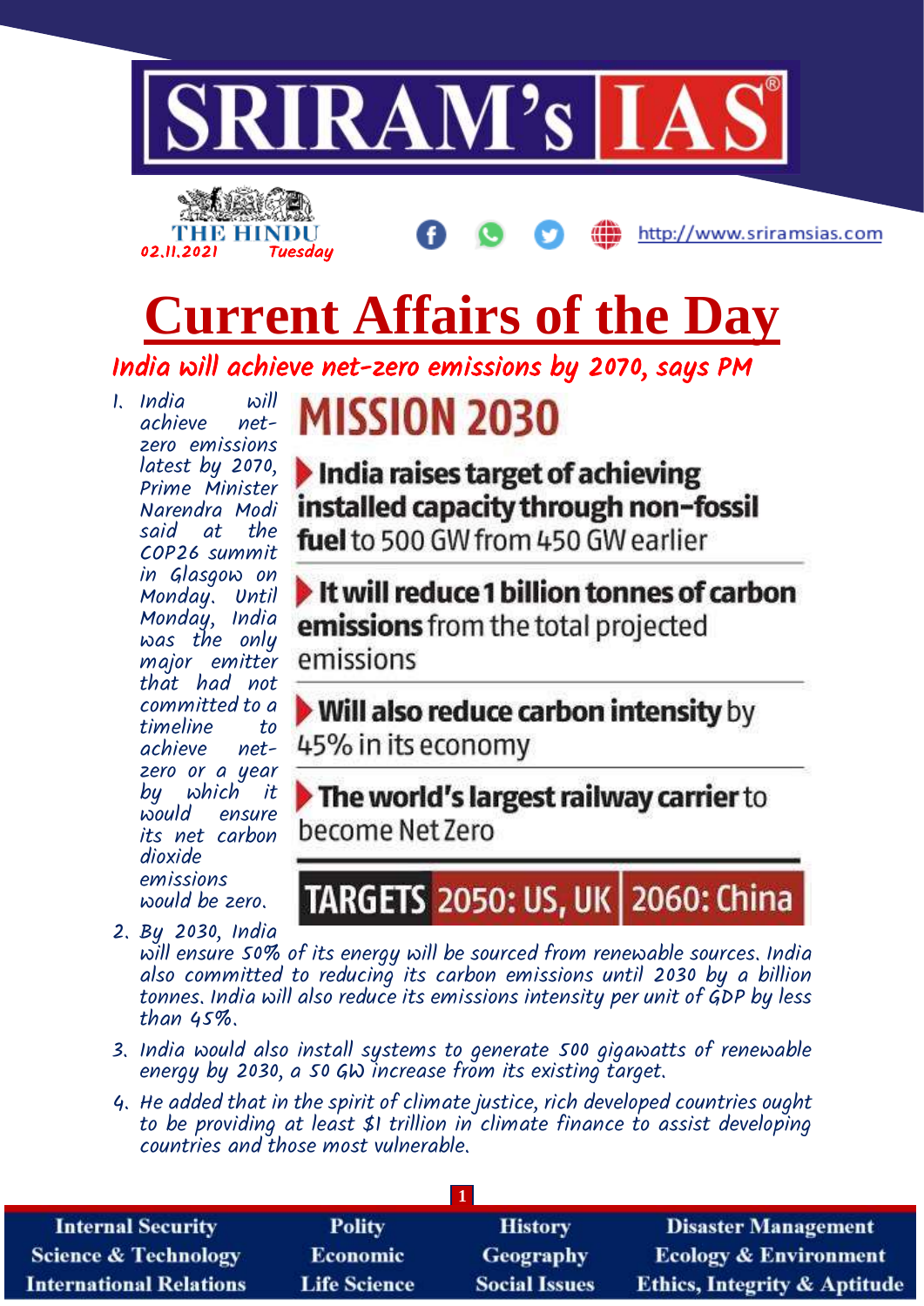# SRIRAM's IAS

THE HINDU 02.11.2021 Tuesday

http://www.sriramsias.com

# Current Affairs of the Day

## India will achieve net-zero emissions by 2070, says PM

1. India will achieve net-zero emissions latest by 2070, Prime Minister Narendra Modi said at the COP26 summit in Glasgow on Monday. Until Monday, India was the only major emitter that had not committed to a timeline to achieve net-zero or a year by which it would ensure its net carbon dioxide emissions would be zero.

**MISSION 2030**

- **India raises target of achieving installed capacity through non-fossil fuel** to 500 GW from 450 GW earlier
- **It will reduce 1 billion tonnes of carbon emissions** from the total projected emissions
- **Will also reduce carbon intensity** by 45% in its economy
- **The world's largest railway carrier** to become Net Zero

**TARGETS** 2050: US, UK | 2060: China

2. By 2030, India will ensure 50% of its energy will be sourced from renewable sources. India also committed to reducing its carbon emissions until 2030 by a billion tonnes. India will also reduce its emissions intensity per unit of GDP by less than 45%.
3. India would also install systems to generate 500 gigawatts of renewable energy by 2030, a 50 GW increase from its existing target.
4. He added that in the spirit of climate justice, rich developed countries ought to be providing at least $1 trillion in climate finance to assist developing countries and those most vulnerable.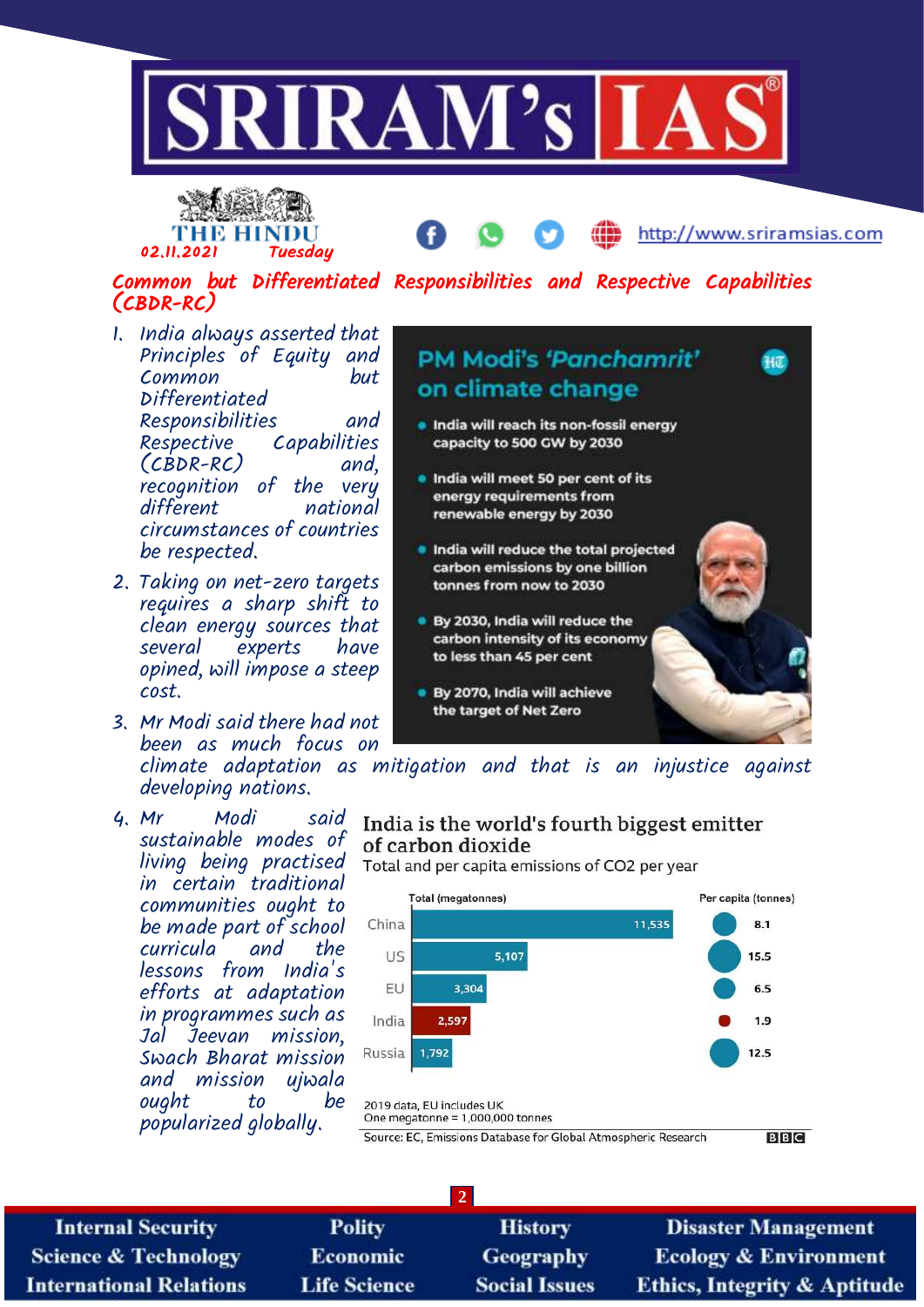THE HINDU
02.11.2021 Tuesday

## Common but Differentiated Responsibilities and Respective Capabilities (CBDR-RC)

1. India always asserted that Principles of Equity and Common but Differentiated Responsibilities and Respective Capabilities (CBDR-RC) and, recognition of the very different national circumstances of countries be respected.
2. Taking on net-zero targets requires a sharp shift to clean energy sources that several experts have opined, will impose a steep cost.
3. Mr Modi said there had not been as much focus on climate adaptation as mitigation and that is an injustice against developing nations.
4. Mr Modi said sustainable modes of living being practised in certain traditional communities ought to be made part of school curricula and the lessons from India's efforts at adaptation in programmes such as Jal Jeevan mission, Swach Bharat mission and mission ujwala ought to be popularized globally.

### PM Modi's 'Panchamrit' on climate change

- India will reach its non-fossil energy capacity to 500 GW by 2030
- India will meet 50 per cent of its energy requirements from renewable energy by 2030
- India will reduce the total projected carbon emissions by one billion tonnes from now to 2030
- By 2030, India will reduce the carbon intensity of its economy to less than 45 per cent
- By 2070, India will achieve the target of Net Zero

### India is the world's fourth biggest emitter of carbon dioxide

Total and per capita emissions of $CO_2$ per year

| | Total (megatonnes) | Per capita (tonnes) |
|---|---|---|
| China | 11,535 | 8.1 |
| US | 5,107 | 15.5 |
| EU | 3,304 | 6.5 |
| India | 2,597 | 1.9 |
| Russia | 1,792 | 12.5 |

2019 data, EU includes UK
One megatonne = 1,000,000 tonnes

Source: EC, Emissions Database for Global Atmospheric Research — BBC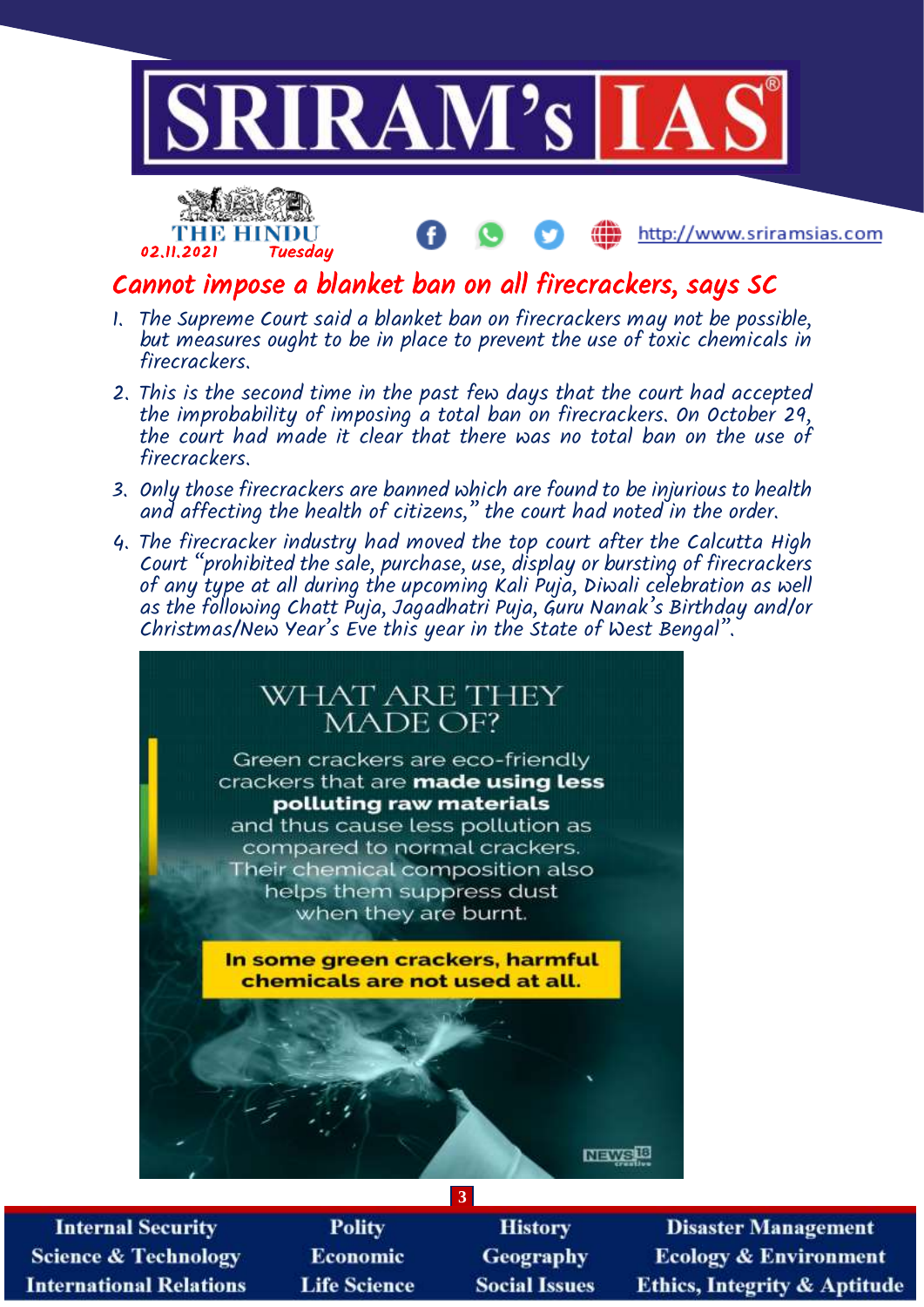# Cannot impose a blanket ban on all firecrackers, says SC

1. The Supreme Court said a blanket ban on firecrackers may not be possible, but measures ought to be in place to prevent the use of toxic chemicals in firecrackers.
2. This is the second time in the past few days that the court had accepted the improbability of imposing a total ban on firecrackers. On October 29, the court had made it clear that there was no total ban on the use of firecrackers.
3. Only those firecrackers are banned which are found to be injurious to health and affecting the health of citizens," the court had noted in the order.
4. The firecracker industry had moved the top court after the Calcutta High Court "prohibited the sale, purchase, use, display or bursting of firecrackers of any type at all during the upcoming Kali Puja, Diwali celebration as well as the following Chatt Puja, Jagadhatri Puja, Guru Nanak's Birthday and/or Christmas/New Year's Eve this year in the State of West Bengal".

## WHAT ARE THEY MADE OF?

Green crackers are eco-friendly crackers that are **made using less polluting raw materials** and thus cause less pollution as compared to normal crackers. Their chemical composition also helps them suppress dust when they are burnt.

**In some green crackers, harmful chemicals are not used at all.**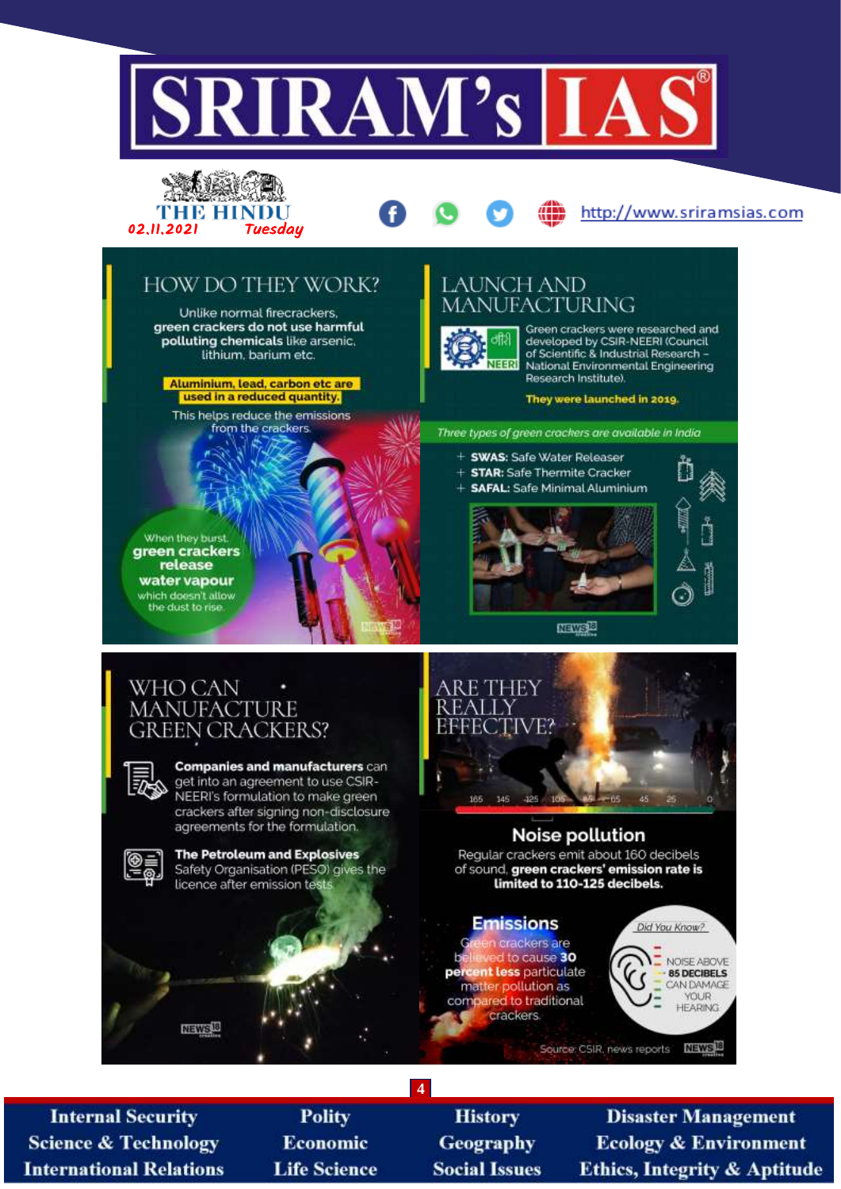## HOW DO THEY WORK?

Unlike normal firecrackers, **green crackers do not use harmful polluting chemicals** like arsenic, lithium, barium etc.

**Aluminium, lead, carbon etc are used in a reduced quantity.**

This helps reduce the emissions from the crackers.

When they burst, **green crackers release water vapour** which doesn't allow the dust to rise.

## LAUNCH AND MANUFACTURING

Green crackers were researched and developed by CSIR-NEERI (Council of Scientific & Industrial Research – National Environmental Engineering Research Institute).

**They were launched in 2019.**

*Three types of green crackers are available in India*

- **SWAS:** Safe Water Releaser
- **STAR:** Safe Thermite Cracker
- **SAFAL:** Safe Minimal Aluminium

## WHO CAN MANUFACTURE GREEN CRACKERS?

**Companies and manufacturers** can get into an agreement to use CSIR-NEERI's formulation to make green crackers after signing non-disclosure agreements for the formulation.

**The Petroleum and Explosives** Safety Organisation (PESO) gives the licence after emission tests.

## ARE THEY REALLY EFFECTIVE?

165 145 125 105 85 65 45 25 0

### Noise pollution

Regular crackers emit about 160 decibels of sound, **green crackers' emission rate is limited to 110-125 decibels.**

### Emissions

Green crackers are believed to cause **30 percent less** particulate matter pollution as compared to traditional crackers.

*Did You Know?*

NOISE ABOVE **85 DECIBELS** CAN DAMAGE YOUR HEARING

Source: CSIR, news reports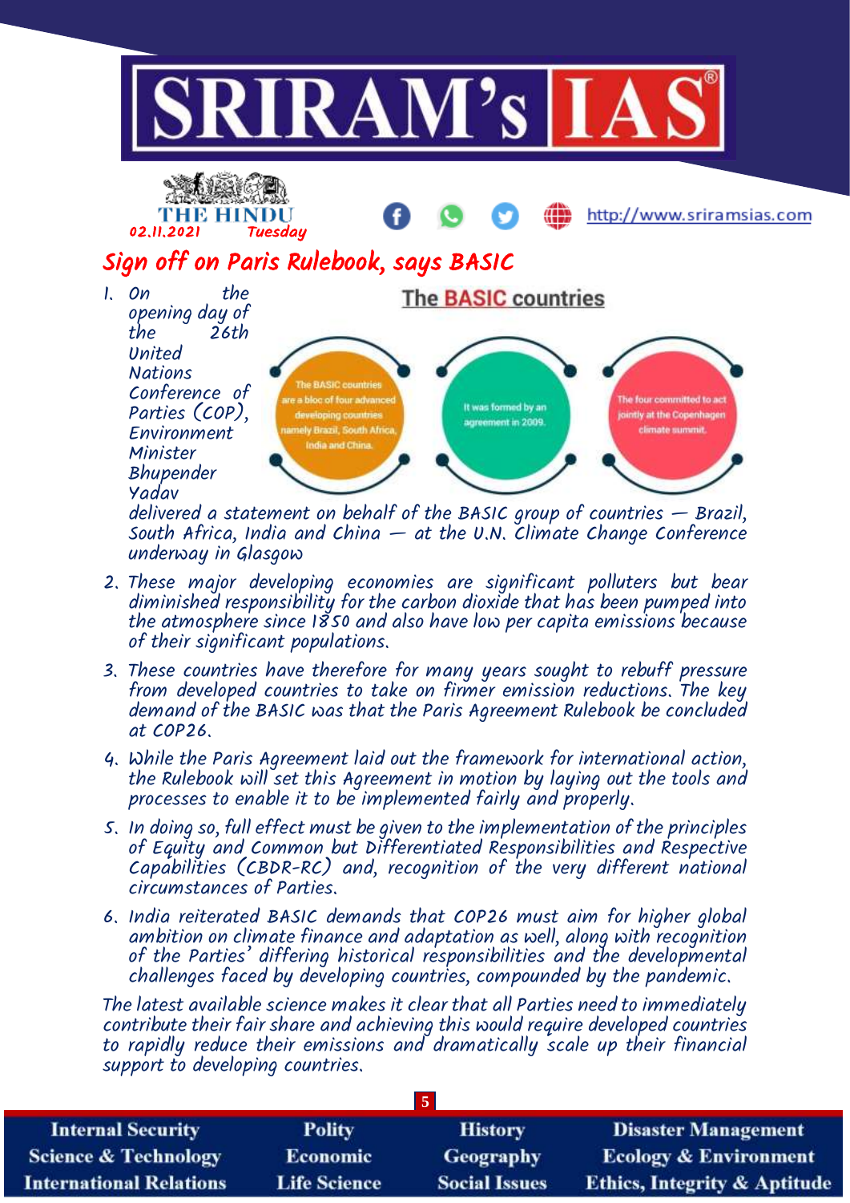THE HINDU
02.11.2021 Tuesday

# Sign off on Paris Rulebook, says BASIC

**The BASIC countries**

The BASIC countries are a bloc of four advanced developing countries namely Brazil, South Africa, India and China.

It was formed by an agreement in 2009.

The four committed to act jointly at the Copenhagen climate summit.

1. On the opening day of the 26th United Nations Conference of Parties (COP), Environment Minister Bhupender Yadav delivered a statement on behalf of the BASIC group of countries — Brazil, South Africa, India and China — at the U.N. Climate Change Conference underway in Glasgow
2. These major developing economies are significant polluters but bear diminished responsibility for the carbon dioxide that has been pumped into the atmosphere since 1850 and also have low per capita emissions because of their significant populations.
3. These countries have therefore for many years sought to rebuff pressure from developed countries to take on firmer emission reductions. The key demand of the BASIC was that the Paris Agreement Rulebook be concluded at COP26.
4. While the Paris Agreement laid out the framework for international action, the Rulebook will set this Agreement in motion by laying out the tools and processes to enable it to be implemented fairly and properly.
5. In doing so, full effect must be given to the implementation of the principles of Equity and Common but Differentiated Responsibilities and Respective Capabilities (CBDR-RC) and, recognition of the very different national circumstances of Parties.
6. India reiterated BASIC demands that COP26 must aim for higher global ambition on climate finance and adaptation as well, along with recognition of the Parties' differing historical responsibilities and the developmental challenges faced by developing countries, compounded by the pandemic.

The latest available science makes it clear that all Parties need to immediately contribute their fair share and achieving this would require developed countries to rapidly reduce their emissions and dramatically scale up their financial support to developing countries.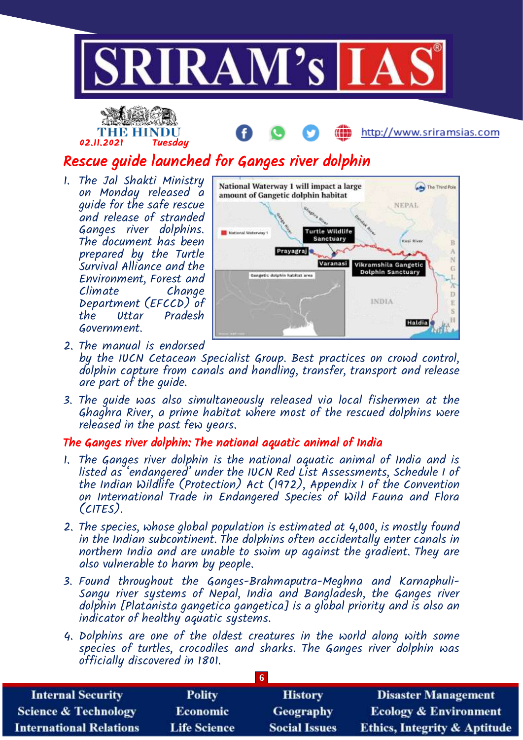# Rescue guide launched for Ganges river dolphin

1. The Jal Shakti Ministry on Monday released a guide for the safe rescue and release of stranded Ganges river dolphins. The document has been prepared by the Turtle Survival Alliance and the Environment, Forest and Climate Change Department (EFCCD) of the Uttar Pradesh Government.
2. The manual is endorsed by the IUCN Cetacean Specialist Group. Best practices on crowd control, dolphin capture from canals and handling, transfer, transport and release are part of the guide.
3. The guide was also simultaneously released via local fishermen at the Ghaghra River, a prime habitat where most of the rescued dolphins were released in the past few years.

## The Ganges river dolphin: The national aquatic animal of India

1. The Ganges river dolphin is the national aquatic animal of India and is listed as 'endangered' under the IUCN Red List Assessments, Schedule I of the Indian Wildlife (Protection) Act (1972), Appendix I of the Convention on International Trade in Endangered Species of Wild Fauna and Flora (CITES).
2. The species, whose global population is estimated at 4,000, is mostly found in the Indian subcontinent. The dolphins often accidentally enter canals in northern India and are unable to swim up against the gradient. They are also vulnerable to harm by people.
3. Found throughout the Ganges-Brahmaputra-Meghna and Karnaphuli-Sangu river systems of Nepal, India and Bangladesh, the Ganges river dolphin [Platanista gangetica gangetica] is a global priority and is also an indicator of healthy aquatic systems.
4. Dolphins are one of the oldest creatures in the world along with some species of turtles, crocodiles and sharks. The Ganges river dolphin was officially discovered in 1801.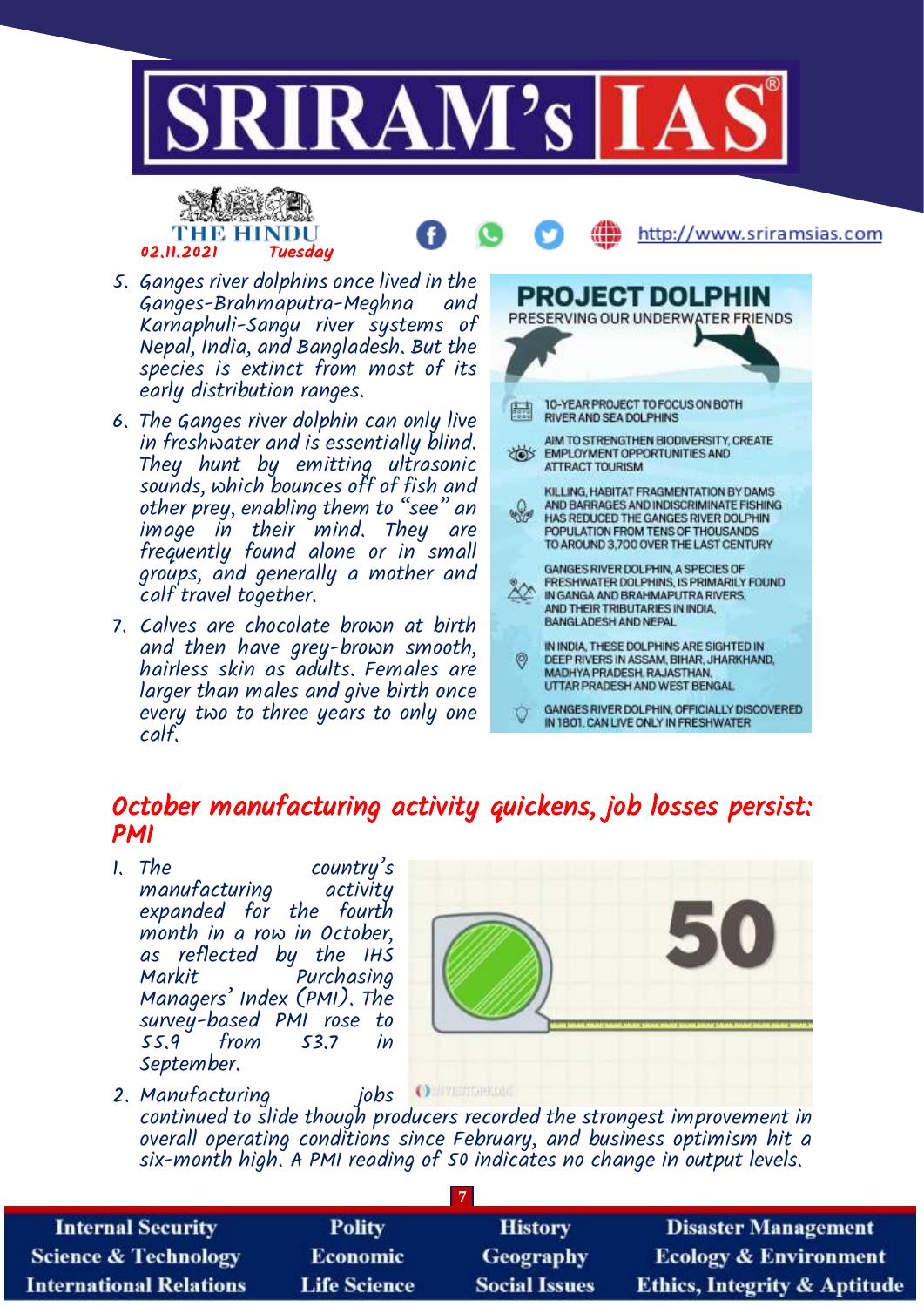5. Ganges river dolphins once lived in the Ganges-Brahmaputra-Meghna and Karnaphuli-Sangu river systems of Nepal, India, and Bangladesh. But the species is extinct from most of its early distribution ranges.
6. The Ganges river dolphin can only live in freshwater and is essentially blind. They hunt by emitting ultrasonic sounds, which bounces off of fish and other prey, enabling them to "see" an image in their mind. They are frequently found alone or in small groups, and generally a mother and calf travel together.
7. Calves are chocolate brown at birth and then have grey-brown smooth, hairless skin as adults. Females are larger than males and give birth once every two to three years to only one calf.

**PROJECT DOLPHIN**
PRESERVING OUR UNDERWATER FRIENDS

- 10-YEAR PROJECT TO FOCUS ON BOTH RIVER AND SEA DOLPHINS
- AIM TO STRENGTHEN BIODIVERSITY, CREATE EMPLOYMENT OPPORTUNITIES AND ATTRACT TOURISM
- KILLING, HABITAT FRAGMENTATION BY DAMS AND BARRAGES AND INDISCRIMINATE FISHING HAS REDUCED THE GANGES RIVER DOLPHIN POPULATION FROM TENS OF THOUSANDS TO AROUND 3,700 OVER THE LAST CENTURY
- GANGES RIVER DOLPHIN, A SPECIES OF FRESHWATER DOLPHINS, IS PRIMARILY FOUND IN GANGA AND BRAHMAPUTRA RIVERS, AND THEIR TRIBUTARIES IN INDIA, BANGLADESH AND NEPAL
- IN INDIA, THESE DOLPHINS ARE SIGHTED IN DEEP RIVERS IN ASSAM, BIHAR, JHARKHAND, MADHYA PRADESH, RAJASTHAN, UTTAR PRADESH AND WEST BENGAL
- GANGES RIVER DOLPHIN, OFFICIALLY DISCOVERED IN 1801, CAN LIVE ONLY IN FRESHWATER

## October manufacturing activity quickens, job losses persist: PMI

1. The country's manufacturing activity expanded for the fourth month in a row in October, as reflected by the IHS Markit Purchasing Managers' Index (PMI). The survey-based PMI rose to 55.9 from 53.7 in September.
2. Manufacturing jobs continued to slide though producers recorded the strongest improvement in overall operating conditions since February, and business optimism hit a six-month high. A PMI reading of 50 indicates no change in output levels.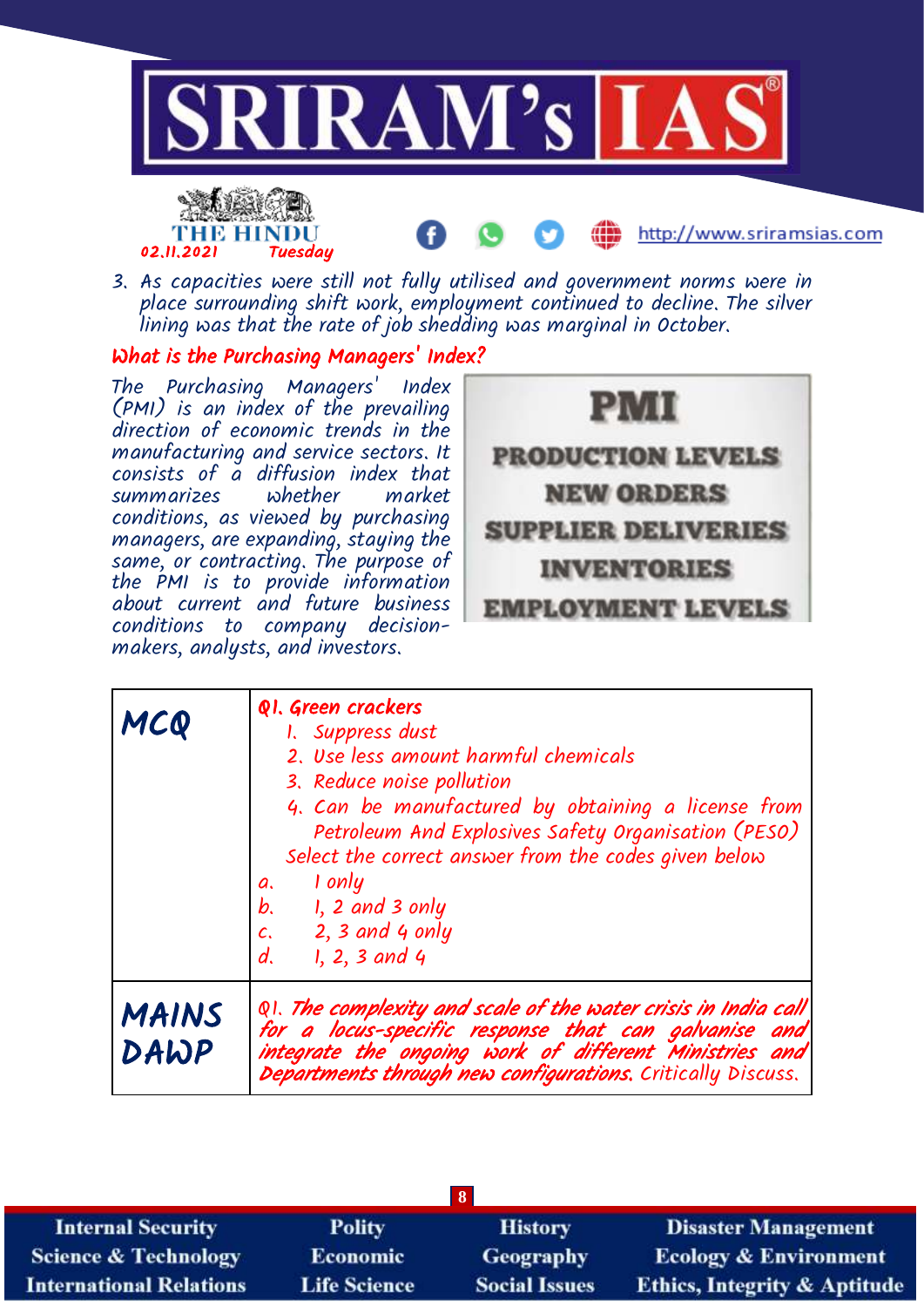3. As capacities were still not fully utilised and government norms were in place surrounding shift work, employment continued to decline. The silver lining was that the rate of job shedding was marginal in October.

## What is the Purchasing Managers' Index?

The Purchasing Managers' Index (PMI) is an index of the prevailing direction of economic trends in the manufacturing and service sectors. It consists of a diffusion index that summarizes whether market conditions, as viewed by purchasing managers, are expanding, staying the same, or contracting. The purpose of the PMI is to provide information about current and future business conditions to company decision-makers, analysts, and investors.

**PMI**

**PRODUCTION LEVELS**

**NEW ORDERS**

**SUPPLIER DELIVERIES**

**INVENTORIES**

**EMPLOYMENT LEVELS**

| | |
|---|---|
| **MCQ** | **Q1. Green crackers**<br>1. Suppress dust<br>2. Use less amount harmful chemicals<br>3. Reduce noise pollution<br>4. Can be manufactured by obtaining a license from Petroleum And Explosives Safety Organisation (PESO)<br>Select the correct answer from the codes given below<br>a. 1 only<br>b. 1, 2 and 3 only<br>c. 2, 3 and 4 only<br>d. 1, 2, 3 and 4 |
| **MAINS DAWP** | Q1. ***The complexity and scale of the water crisis in India call for a locus-specific response that can galvanise and integrate the ongoing work of different Ministries and Departments through new configurations.*** Critically Discuss. |